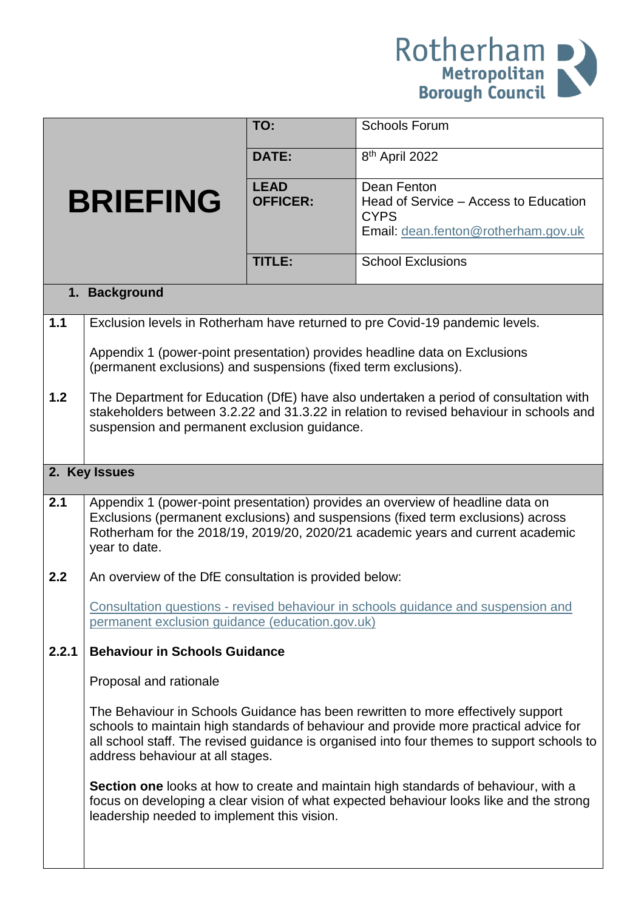Rotherham Metropolitan Borough Council

| BRIEFING | | |
|---|---|---|
| | **TO:** | Schools Forum |
| | **DATE:** | 8th April 2022 |
| | **LEAD OFFICER:** | Dean Fenton<br>Head of Service – Access to Education<br>CYPS<br>Email: dean.fenton@rotherham.gov.uk |
| | **TITLE:** | School Exclusions |

## 1. Background

**1.1** Exclusion levels in Rotherham have returned to pre Covid-19 pandemic levels.

Appendix 1 (power-point presentation) provides headline data on Exclusions (permanent exclusions) and suspensions (fixed term exclusions).

**1.2** The Department for Education (DfE) have also undertaken a period of consultation with stakeholders between 3.2.22 and 31.3.22 in relation to revised behaviour in schools and suspension and permanent exclusion guidance.

## 2. Key Issues

**2.1** Appendix 1 (power-point presentation) provides an overview of headline data on Exclusions (permanent exclusions) and suspensions (fixed term exclusions) across Rotherham for the 2018/19, 2019/20, 2020/21 academic years and current academic year to date.

**2.2** An overview of the DfE consultation is provided below:

[Consultation questions - revised behaviour in schools guidance and suspension and permanent exclusion guidance (education.gov.uk)]

**2.2.1** **Behaviour in Schools Guidance**

Proposal and rationale

The Behaviour in Schools Guidance has been rewritten to more effectively support schools to maintain high standards of behaviour and provide more practical advice for all school staff. The revised guidance is organised into four themes to support schools to address behaviour at all stages.

**Section one** looks at how to create and maintain high standards of behaviour, with a focus on developing a clear vision of what expected behaviour looks like and the strong leadership needed to implement this vision.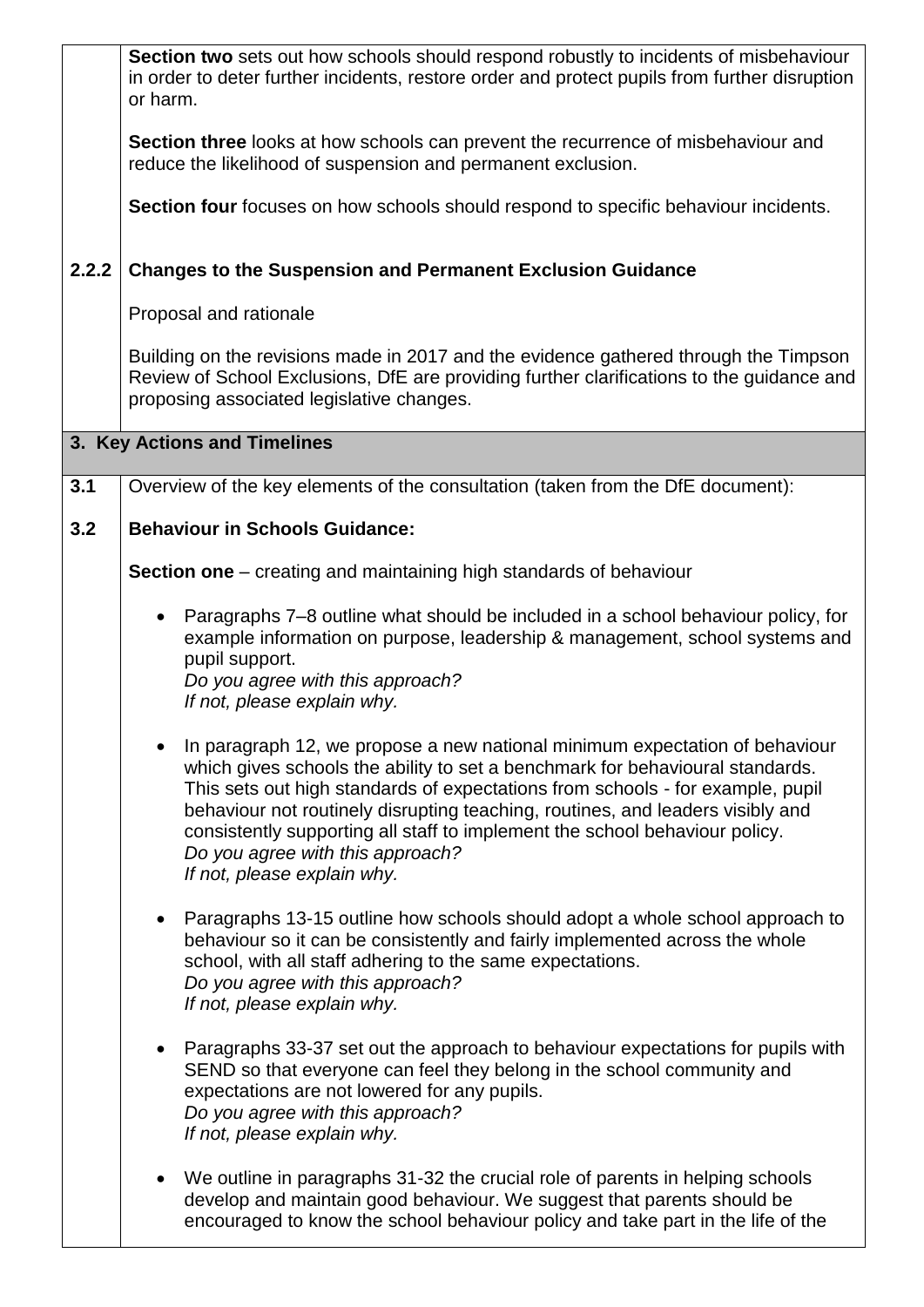**Section two** sets out how schools should respond robustly to incidents of misbehaviour in order to deter further incidents, restore order and protect pupils from further disruption or harm.

**Section three** looks at how schools can prevent the recurrence of misbehaviour and reduce the likelihood of suspension and permanent exclusion.

**Section four** focuses on how schools should respond to specific behaviour incidents.

**2.2.2 Changes to the Suspension and Permanent Exclusion Guidance**

Proposal and rationale

Building on the revisions made in 2017 and the evidence gathered through the Timpson Review of School Exclusions, DfE are providing further clarifications to the guidance and proposing associated legislative changes.

## 3. Key Actions and Timelines

**3.1** Overview of the key elements of the consultation (taken from the DfE document):

**3.2 Behaviour in Schools Guidance:**

**Section one** – creating and maintaining high standards of behaviour

- Paragraphs 7–8 outline what should be included in a school behaviour policy, for example information on purpose, leadership & management, school systems and pupil support.
  *Do you agree with this approach?*
  *If not, please explain why.*

- In paragraph 12, we propose a new national minimum expectation of behaviour which gives schools the ability to set a benchmark for behavioural standards. This sets out high standards of expectations from schools - for example, pupil behaviour not routinely disrupting teaching, routines, and leaders visibly and consistently supporting all staff to implement the school behaviour policy.
  *Do you agree with this approach?*
  *If not, please explain why.*

- Paragraphs 13-15 outline how schools should adopt a whole school approach to behaviour so it can be consistently and fairly implemented across the whole school, with all staff adhering to the same expectations.
  *Do you agree with this approach?*
  *If not, please explain why.*

- Paragraphs 33-37 set out the approach to behaviour expectations for pupils with SEND so that everyone can feel they belong in the school community and expectations are not lowered for any pupils.
  *Do you agree with this approach?*
  *If not, please explain why.*

- We outline in paragraphs 31-32 the crucial role of parents in helping schools develop and maintain good behaviour. We suggest that parents should be encouraged to know the school behaviour policy and take part in the life of the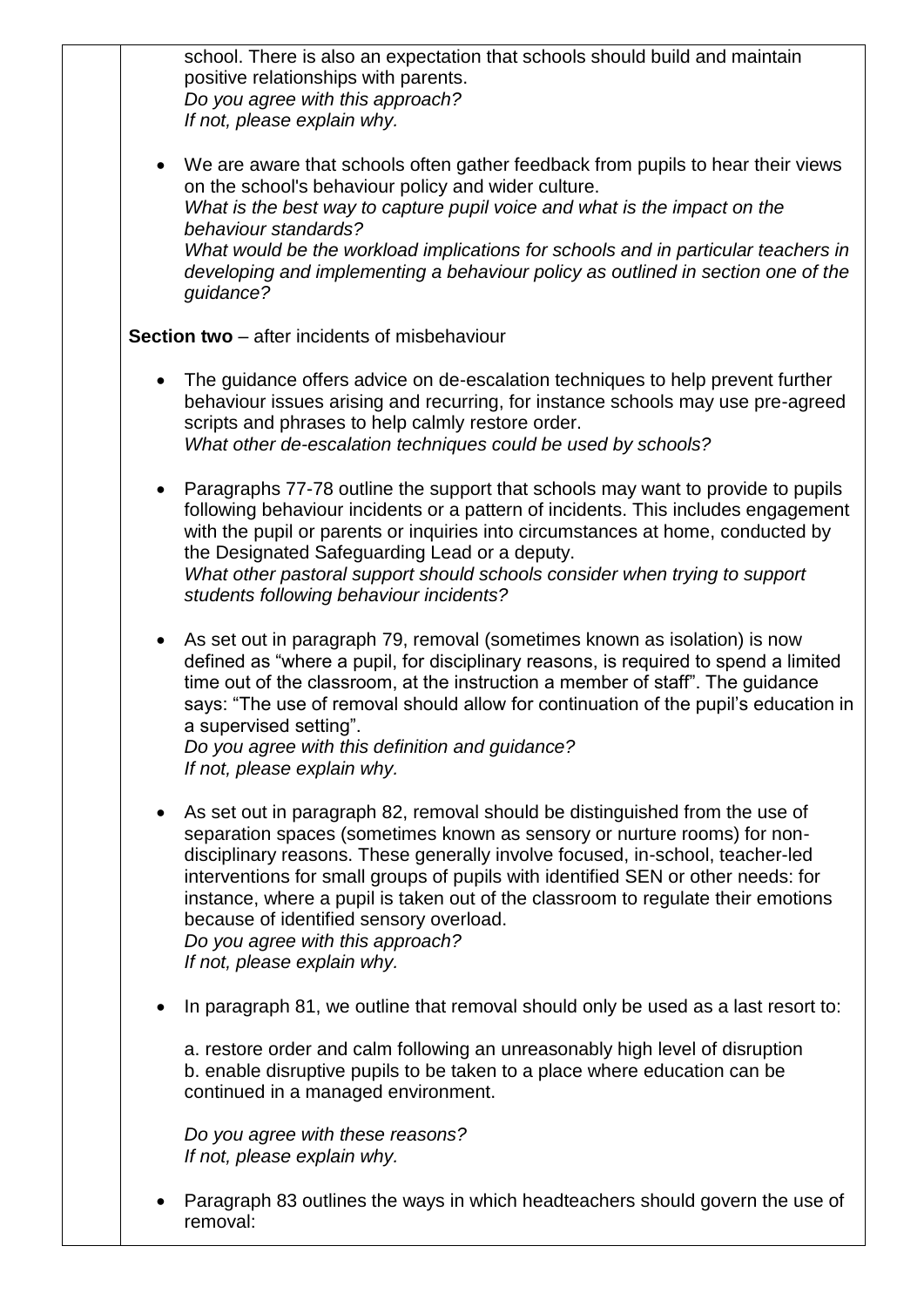school. There is also an expectation that schools should build and maintain positive relationships with parents.
*Do you agree with this approach?*
*If not, please explain why.*

- We are aware that schools often gather feedback from pupils to hear their views on the school's behaviour policy and wider culture.
  *What is the best way to capture pupil voice and what is the impact on the behaviour standards?*
  *What would be the workload implications for schools and in particular teachers in developing and implementing a behaviour policy as outlined in section one of the guidance?*

**Section two** – after incidents of misbehaviour

- The guidance offers advice on de-escalation techniques to help prevent further behaviour issues arising and recurring, for instance schools may use pre-agreed scripts and phrases to help calmly restore order.
  *What other de-escalation techniques could be used by schools?*

- Paragraphs 77-78 outline the support that schools may want to provide to pupils following behaviour incidents or a pattern of incidents. This includes engagement with the pupil or parents or inquiries into circumstances at home, conducted by the Designated Safeguarding Lead or a deputy.
  *What other pastoral support should schools consider when trying to support students following behaviour incidents?*

- As set out in paragraph 79, removal (sometimes known as isolation) is now defined as "where a pupil, for disciplinary reasons, is required to spend a limited time out of the classroom, at the instruction a member of staff". The guidance says: "The use of removal should allow for continuation of the pupil's education in a supervised setting".
  *Do you agree with this definition and guidance?*
  *If not, please explain why.*

- As set out in paragraph 82, removal should be distinguished from the use of separation spaces (sometimes known as sensory or nurture rooms) for non-disciplinary reasons. These generally involve focused, in-school, teacher-led interventions for small groups of pupils with identified SEN or other needs: for instance, where a pupil is taken out of the classroom to regulate their emotions because of identified sensory overload.
  *Do you agree with this approach?*
  *If not, please explain why.*

- In paragraph 81, we outline that removal should only be used as a last resort to:

  a. restore order and calm following an unreasonably high level of disruption
  b. enable disruptive pupils to be taken to a place where education can be continued in a managed environment.

  *Do you agree with these reasons?*
  *If not, please explain why.*

- Paragraph 83 outlines the ways in which headteachers should govern the use of removal: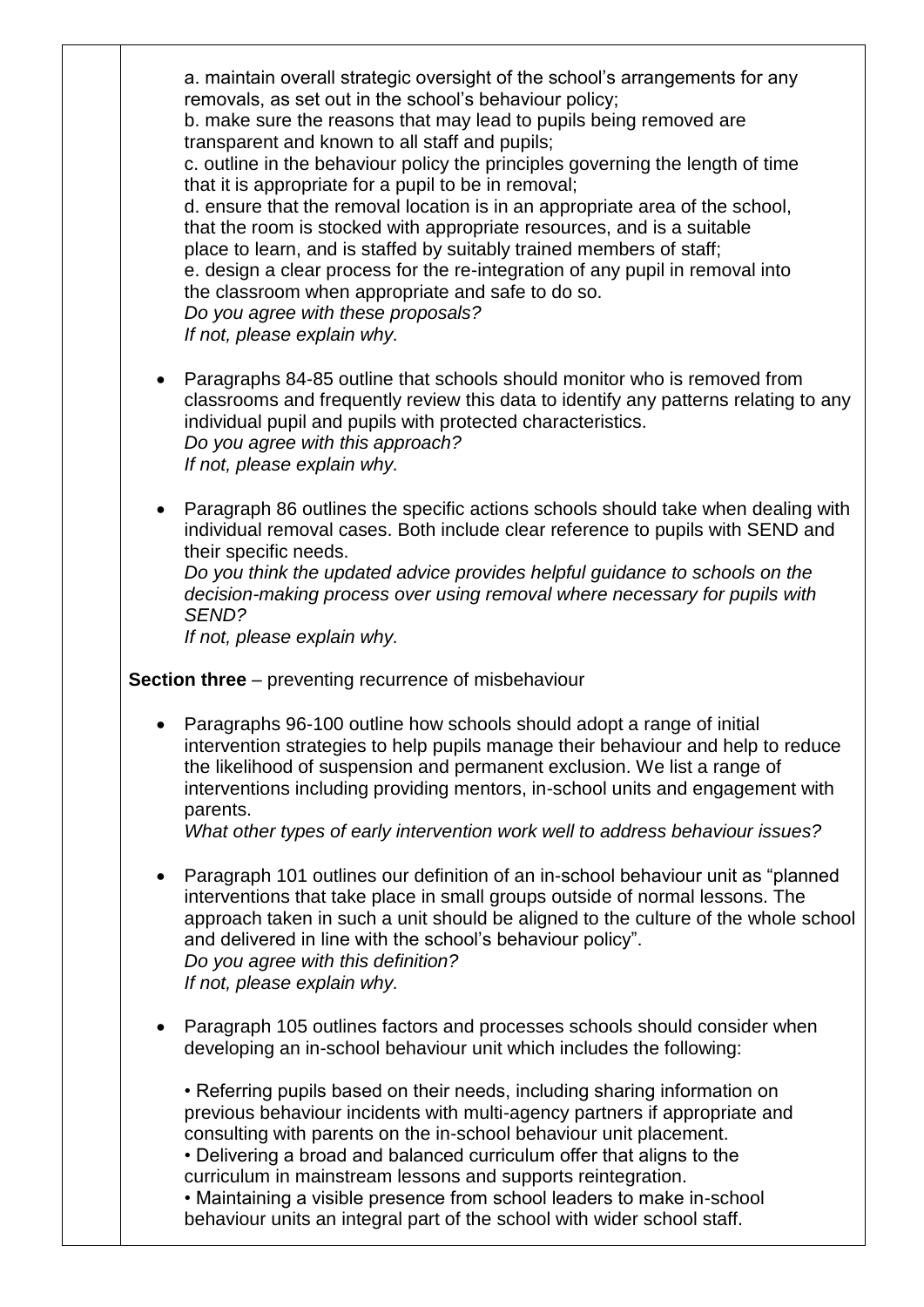a. maintain overall strategic oversight of the school's arrangements for any removals, as set out in the school's behaviour policy;
b. make sure the reasons that may lead to pupils being removed are transparent and known to all staff and pupils;
c. outline in the behaviour policy the principles governing the length of time that it is appropriate for a pupil to be in removal;
d. ensure that the removal location is in an appropriate area of the school, that the room is stocked with appropriate resources, and is a suitable place to learn, and is staffed by suitably trained members of staff;
e. design a clear process for the re-integration of any pupil in removal into the classroom when appropriate and safe to do so.
*Do you agree with these proposals?*
*If not, please explain why.*

- Paragraphs 84-85 outline that schools should monitor who is removed from classrooms and frequently review this data to identify any patterns relating to any individual pupil and pupils with protected characteristics.
  *Do you agree with this approach?*
  *If not, please explain why.*

- Paragraph 86 outlines the specific actions schools should take when dealing with individual removal cases. Both include clear reference to pupils with SEND and their specific needs.
  *Do you think the updated advice provides helpful guidance to schools on the decision-making process over using removal where necessary for pupils with SEND?*
  *If not, please explain why.*

**Section three** – preventing recurrence of misbehaviour

- Paragraphs 96-100 outline how schools should adopt a range of initial intervention strategies to help pupils manage their behaviour and help to reduce the likelihood of suspension and permanent exclusion. We list a range of interventions including providing mentors, in-school units and engagement with parents.
  *What other types of early intervention work well to address behaviour issues?*

- Paragraph 101 outlines our definition of an in-school behaviour unit as "planned interventions that take place in small groups outside of normal lessons. The approach taken in such a unit should be aligned to the culture of the whole school and delivered in line with the school's behaviour policy".
  *Do you agree with this definition?*
  *If not, please explain why.*

- Paragraph 105 outlines factors and processes schools should consider when developing an in-school behaviour unit which includes the following:

  • Referring pupils based on their needs, including sharing information on previous behaviour incidents with multi-agency partners if appropriate and consulting with parents on the in-school behaviour unit placement.
  • Delivering a broad and balanced curriculum offer that aligns to the curriculum in mainstream lessons and supports reintegration.
  • Maintaining a visible presence from school leaders to make in-school behaviour units an integral part of the school with wider school staff.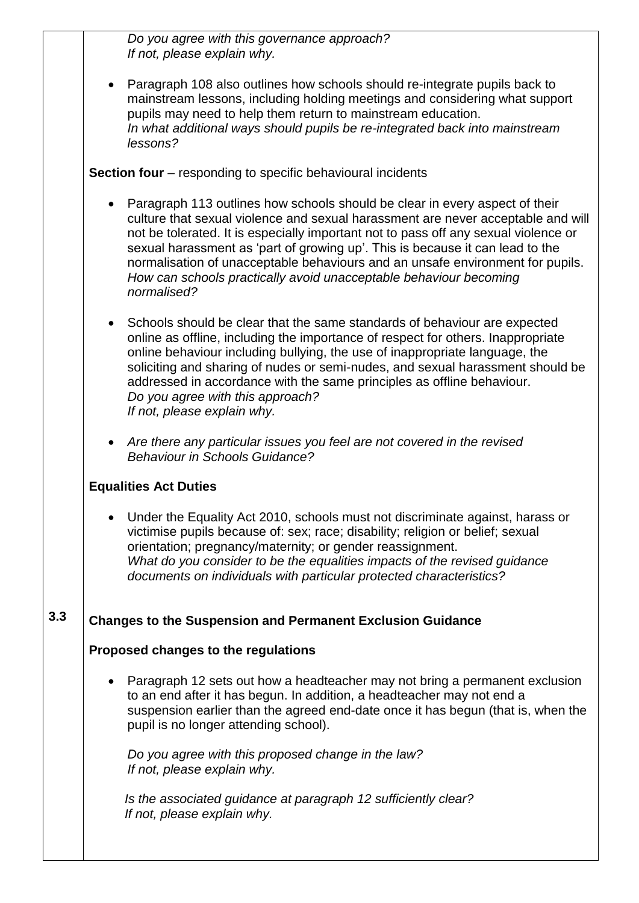*Do you agree with this governance approach?*
*If not, please explain why.*

- Paragraph 108 also outlines how schools should re-integrate pupils back to mainstream lessons, including holding meetings and considering what support pupils may need to help them return to mainstream education.
  *In what additional ways should pupils be re-integrated back into mainstream lessons?*

**Section four** – responding to specific behavioural incidents

- Paragraph 113 outlines how schools should be clear in every aspect of their culture that sexual violence and sexual harassment are never acceptable and will not be tolerated. It is especially important not to pass off any sexual violence or sexual harassment as 'part of growing up'. This is because it can lead to the normalisation of unacceptable behaviours and an unsafe environment for pupils.
  *How can schools practically avoid unacceptable behaviour becoming normalised?*

- Schools should be clear that the same standards of behaviour are expected online as offline, including the importance of respect for others. Inappropriate online behaviour including bullying, the use of inappropriate language, the soliciting and sharing of nudes or semi-nudes, and sexual harassment should be addressed in accordance with the same principles as offline behaviour.
  *Do you agree with this approach?*
  *If not, please explain why.*

- *Are there any particular issues you feel are not covered in the revised Behaviour in Schools Guidance?*

**Equalities Act Duties**

- Under the Equality Act 2010, schools must not discriminate against, harass or victimise pupils because of: sex; race; disability; religion or belief; sexual orientation; pregnancy/maternity; or gender reassignment.
  *What do you consider to be the equalities impacts of the revised guidance documents on individuals with particular protected characteristics?*

## 3.3 Changes to the Suspension and Permanent Exclusion Guidance

**Proposed changes to the regulations**

- Paragraph 12 sets out how a headteacher may not bring a permanent exclusion to an end after it has begun. In addition, a headteacher may not end a suspension earlier than the agreed end-date once it has begun (that is, when the pupil is no longer attending school).

  *Do you agree with this proposed change in the law?*
  *If not, please explain why.*

  *Is the associated guidance at paragraph 12 sufficiently clear?*
  *If not, please explain why.*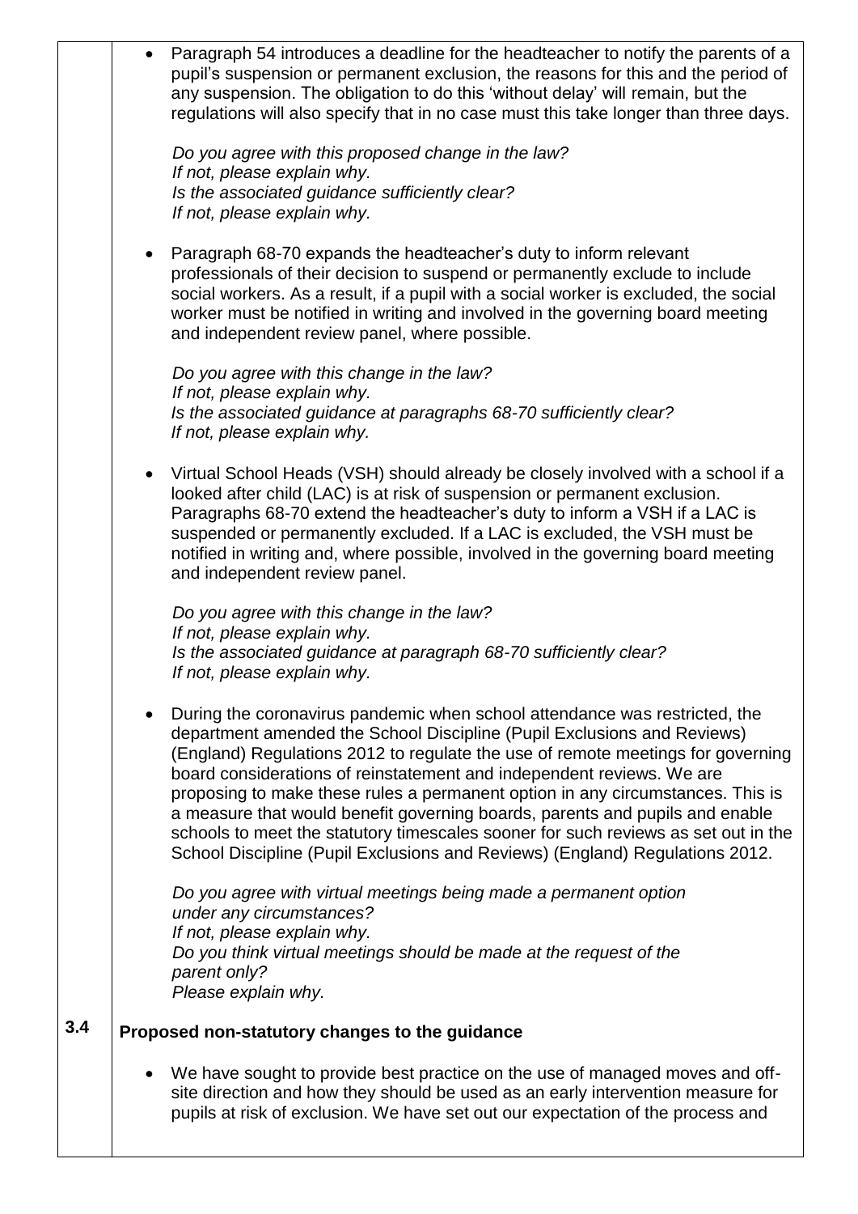- Paragraph 54 introduces a deadline for the headteacher to notify the parents of a pupil's suspension or permanent exclusion, the reasons for this and the period of any suspension. The obligation to do this 'without delay' will remain, but the regulations will also specify that in no case must this take longer than three days.

  *Do you agree with this proposed change in the law?*
  *If not, please explain why.*
  *Is the associated guidance sufficiently clear?*
  *If not, please explain why.*

- Paragraph 68-70 expands the headteacher's duty to inform relevant professionals of their decision to suspend or permanently exclude to include social workers. As a result, if a pupil with a social worker is excluded, the social worker must be notified in writing and involved in the governing board meeting and independent review panel, where possible.

  *Do you agree with this change in the law?*
  *If not, please explain why.*
  *Is the associated guidance at paragraphs 68-70 sufficiently clear?*
  *If not, please explain why.*

- Virtual School Heads (VSH) should already be closely involved with a school if a looked after child (LAC) is at risk of suspension or permanent exclusion. Paragraphs 68-70 extend the headteacher's duty to inform a VSH if a LAC is suspended or permanently excluded. If a LAC is excluded, the VSH must be notified in writing and, where possible, involved in the governing board meeting and independent review panel.

  *Do you agree with this change in the law?*
  *If not, please explain why.*
  *Is the associated guidance at paragraph 68-70 sufficiently clear?*
  *If not, please explain why.*

- During the coronavirus pandemic when school attendance was restricted, the department amended the School Discipline (Pupil Exclusions and Reviews) (England) Regulations 2012 to regulate the use of remote meetings for governing board considerations of reinstatement and independent reviews. We are proposing to make these rules a permanent option in any circumstances. This is a measure that would benefit governing boards, parents and pupils and enable schools to meet the statutory timescales sooner for such reviews as set out in the School Discipline (Pupil Exclusions and Reviews) (England) Regulations 2012.

  *Do you agree with virtual meetings being made a permanent option under any circumstances?*
  *If not, please explain why.*
  *Do you think virtual meetings should be made at the request of the parent only?*
  *Please explain why.*

## 3.4 Proposed non-statutory changes to the guidance

- We have sought to provide best practice on the use of managed moves and off-site direction and how they should be used as an early intervention measure for pupils at risk of exclusion. We have set out our expectation of the process and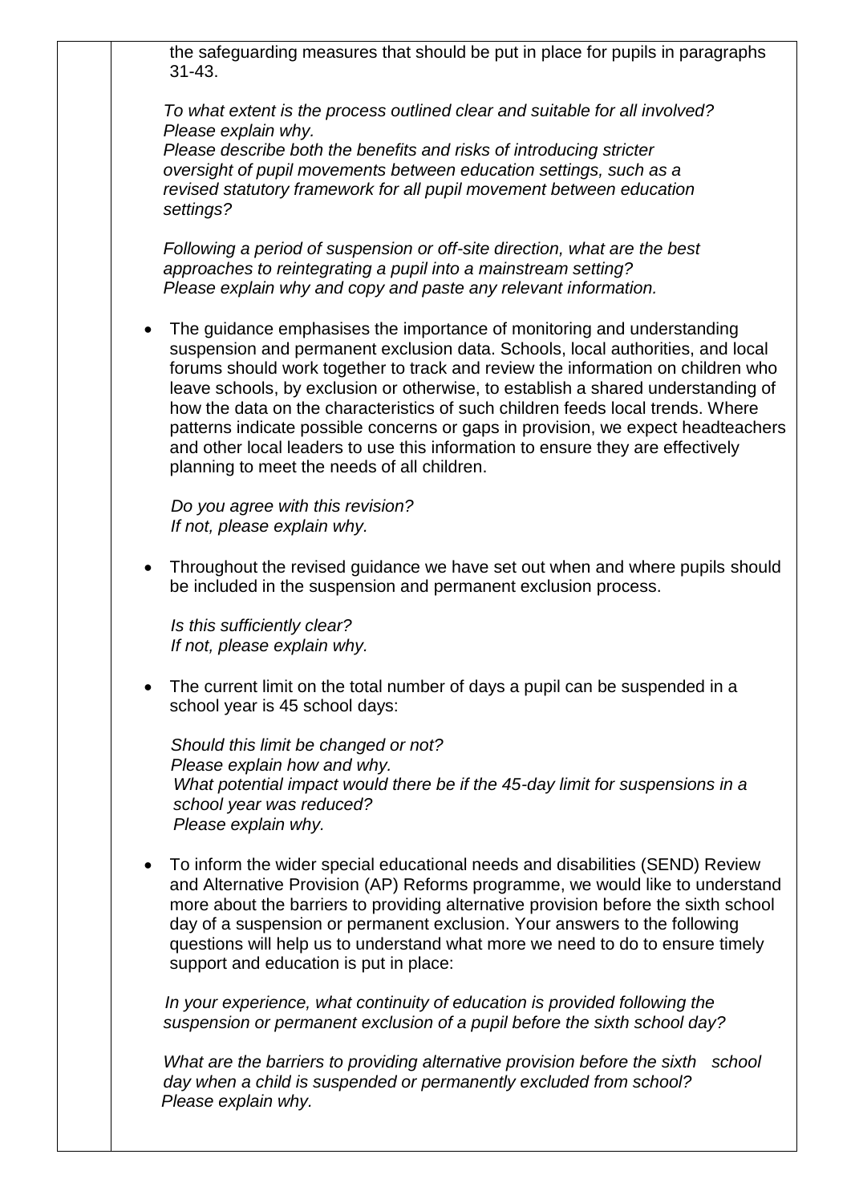the safeguarding measures that should be put in place for pupils in paragraphs 31-43.

*To what extent is the process outlined clear and suitable for all involved? Please explain why.*
*Please describe both the benefits and risks of introducing stricter oversight of pupil movements between education settings, such as a revised statutory framework for all pupil movement between education settings?*

*Following a period of suspension or off-site direction, what are the best approaches to reintegrating a pupil into a mainstream setting?*
*Please explain why and copy and paste any relevant information.*

- The guidance emphasises the importance of monitoring and understanding suspension and permanent exclusion data. Schools, local authorities, and local forums should work together to track and review the information on children who leave schools, by exclusion or otherwise, to establish a shared understanding of how the data on the characteristics of such children feeds local trends. Where patterns indicate possible concerns or gaps in provision, we expect headteachers and other local leaders to use this information to ensure they are effectively planning to meet the needs of all children.

  *Do you agree with this revision?*
  *If not, please explain why.*

- Throughout the revised guidance we have set out when and where pupils should be included in the suspension and permanent exclusion process.

  *Is this sufficiently clear?*
  *If not, please explain why.*

- The current limit on the total number of days a pupil can be suspended in a school year is 45 school days:

  *Should this limit be changed or not?*
  *Please explain how and why.*
  *What potential impact would there be if the 45-day limit for suspensions in a school year was reduced?*
  *Please explain why.*

- To inform the wider special educational needs and disabilities (SEND) Review and Alternative Provision (AP) Reforms programme, we would like to understand more about the barriers to providing alternative provision before the sixth school day of a suspension or permanent exclusion. Your answers to the following questions will help us to understand what more we need to do to ensure timely support and education is put in place:

  *In your experience, what continuity of education is provided following the suspension or permanent exclusion of a pupil before the sixth school day?*

  *What are the barriers to providing alternative provision before the sixth school day when a child is suspended or permanently excluded from school?*
  *Please explain why.*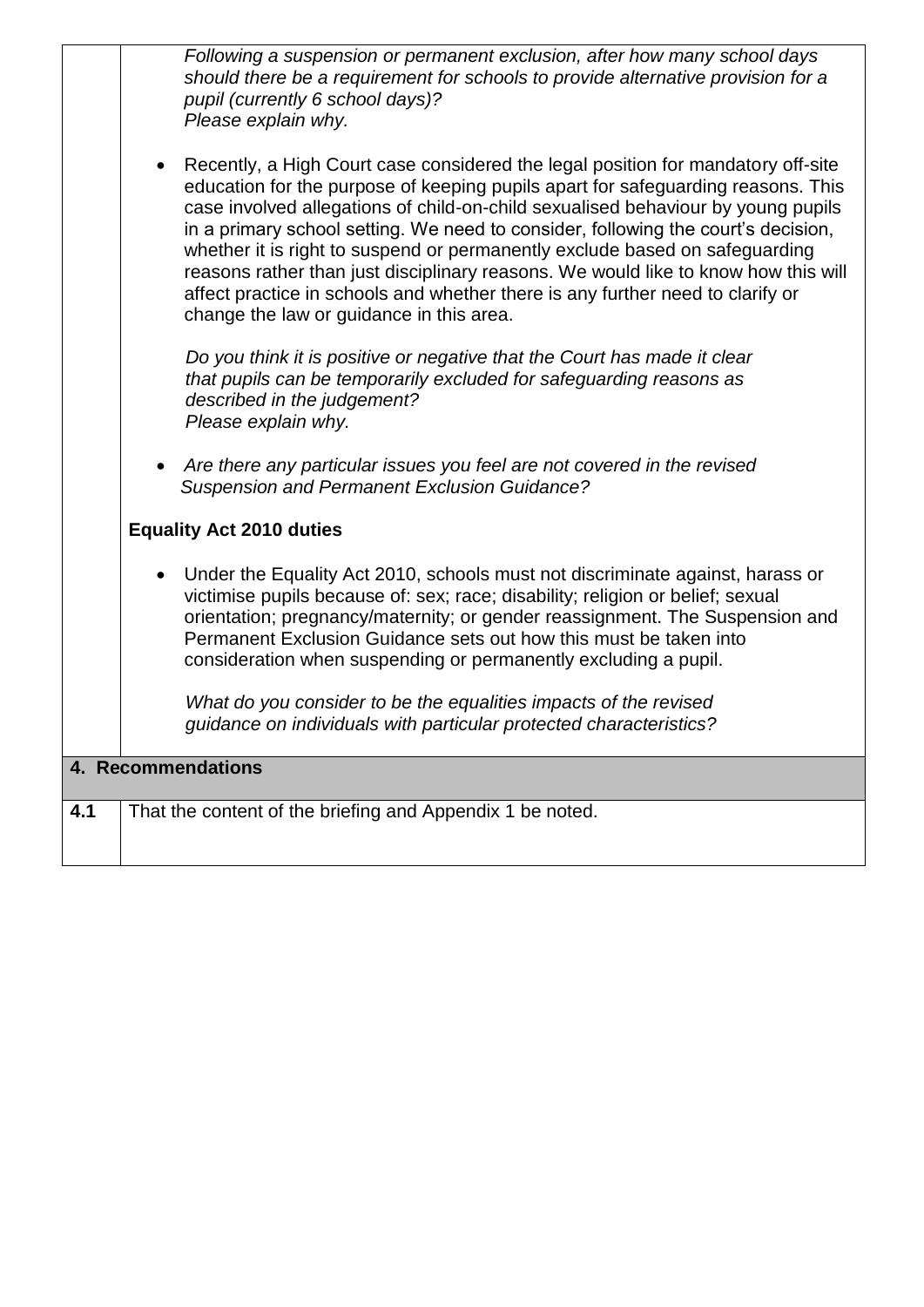*Following a suspension or permanent exclusion, after how many school days should there be a requirement for schools to provide alternative provision for a pupil (currently 6 school days)?*
*Please explain why.*

- Recently, a High Court case considered the legal position for mandatory off-site education for the purpose of keeping pupils apart for safeguarding reasons. This case involved allegations of child-on-child sexualised behaviour by young pupils in a primary school setting. We need to consider, following the court's decision, whether it is right to suspend or permanently exclude based on safeguarding reasons rather than just disciplinary reasons. We would like to know how this will affect practice in schools and whether there is any further need to clarify or change the law or guidance in this area.

  *Do you think it is positive or negative that the Court has made it clear that pupils can be temporarily excluded for safeguarding reasons as described in the judgement?*
  *Please explain why.*

- *Are there any particular issues you feel are not covered in the revised Suspension and Permanent Exclusion Guidance?*

**Equality Act 2010 duties**

- Under the Equality Act 2010, schools must not discriminate against, harass or victimise pupils because of: sex; race; disability; religion or belief; sexual orientation; pregnancy/maternity; or gender reassignment. The Suspension and Permanent Exclusion Guidance sets out how this must be taken into consideration when suspending or permanently excluding a pupil.

  *What do you consider to be the equalities impacts of the revised guidance on individuals with particular protected characteristics?*

## 4. Recommendations

**4.1** That the content of the briefing and Appendix 1 be noted.